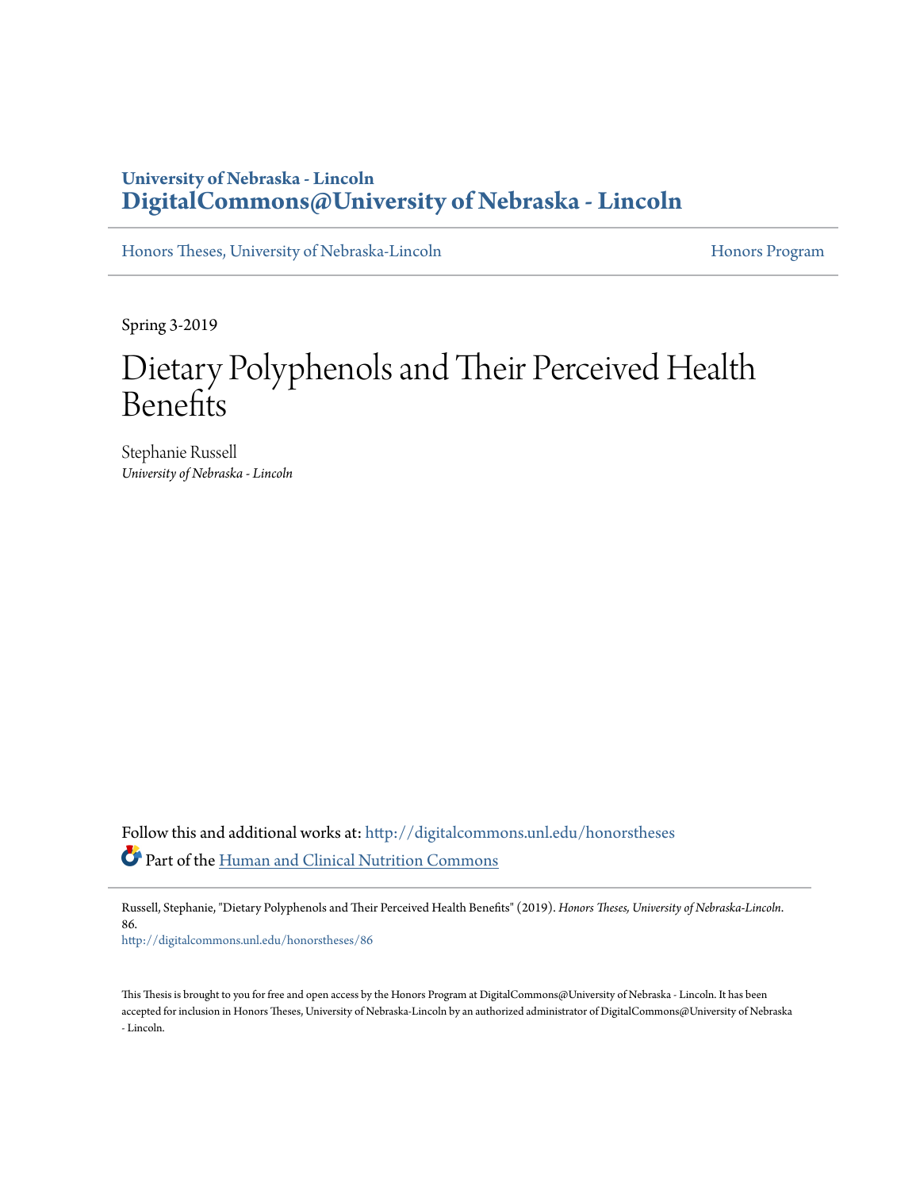University of Nebraska - Lincoln
**DigitalCommons@University of Nebraska - Lincoln**

Honors Theses, University of Nebraska-Lincoln | Honors Program

Spring 3-2019

# Dietary Polyphenols and Their Perceived Health Benefits

Stephanie Russell
*University of Nebraska - Lincoln*

Follow this and additional works at: http://digitalcommons.unl.edu/honorstheses

Part of the Human and Clinical Nutrition Commons

Russell, Stephanie, "Dietary Polyphenols and Their Perceived Health Benefits" (2019). *Honors Theses, University of Nebraska-Lincoln*. 86.
http://digitalcommons.unl.edu/honorstheses/86

This Thesis is brought to you for free and open access by the Honors Program at DigitalCommons@University of Nebraska - Lincoln. It has been accepted for inclusion in Honors Theses, University of Nebraska-Lincoln by an authorized administrator of DigitalCommons@University of Nebraska - Lincoln.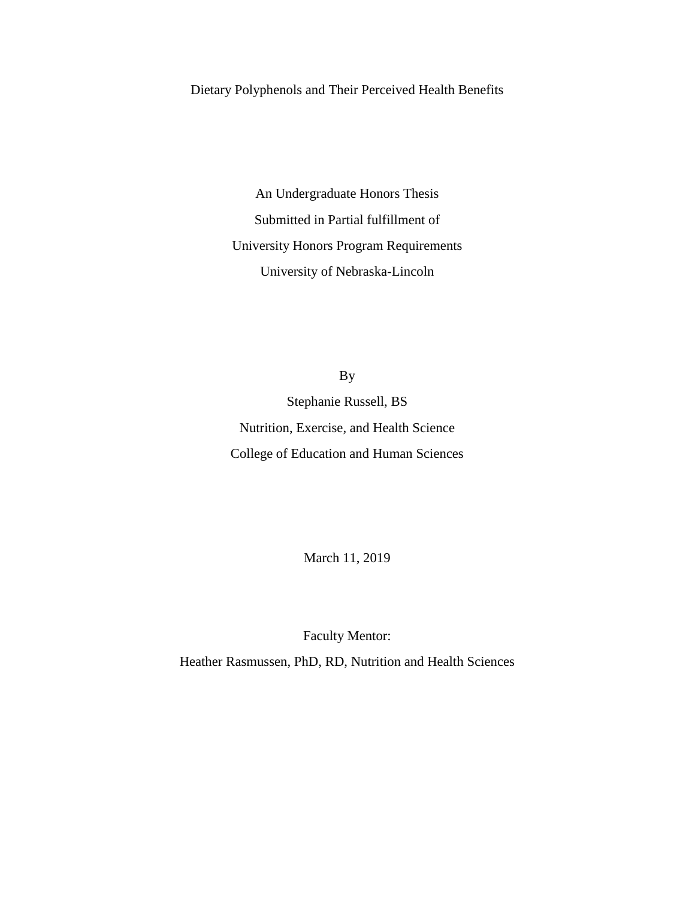Dietary Polyphenols and Their Perceived Health Benefits

An Undergraduate Honors Thesis
Submitted in Partial fulfillment of
University Honors Program Requirements
University of Nebraska-Lincoln

By
Stephanie Russell, BS
Nutrition, Exercise, and Health Science
College of Education and Human Sciences

March 11, 2019

Faculty Mentor:
Heather Rasmussen, PhD, RD, Nutrition and Health Sciences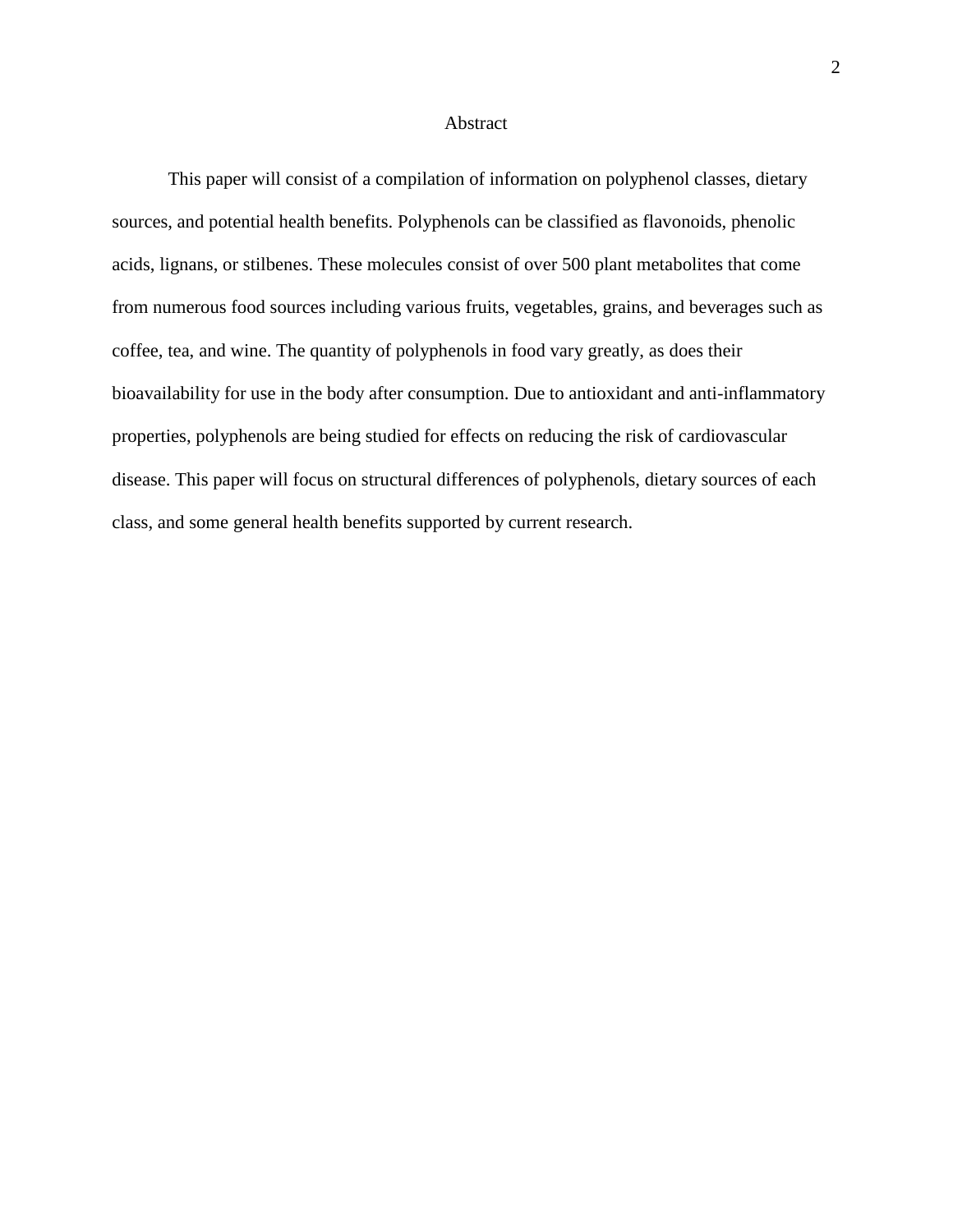# Abstract

This paper will consist of a compilation of information on polyphenol classes, dietary sources, and potential health benefits. Polyphenols can be classified as flavonoids, phenolic acids, lignans, or stilbenes. These molecules consist of over 500 plant metabolites that come from numerous food sources including various fruits, vegetables, grains, and beverages such as coffee, tea, and wine. The quantity of polyphenols in food vary greatly, as does their bioavailability for use in the body after consumption. Due to antioxidant and anti-inflammatory properties, polyphenols are being studied for effects on reducing the risk of cardiovascular disease. This paper will focus on structural differences of polyphenols, dietary sources of each class, and some general health benefits supported by current research.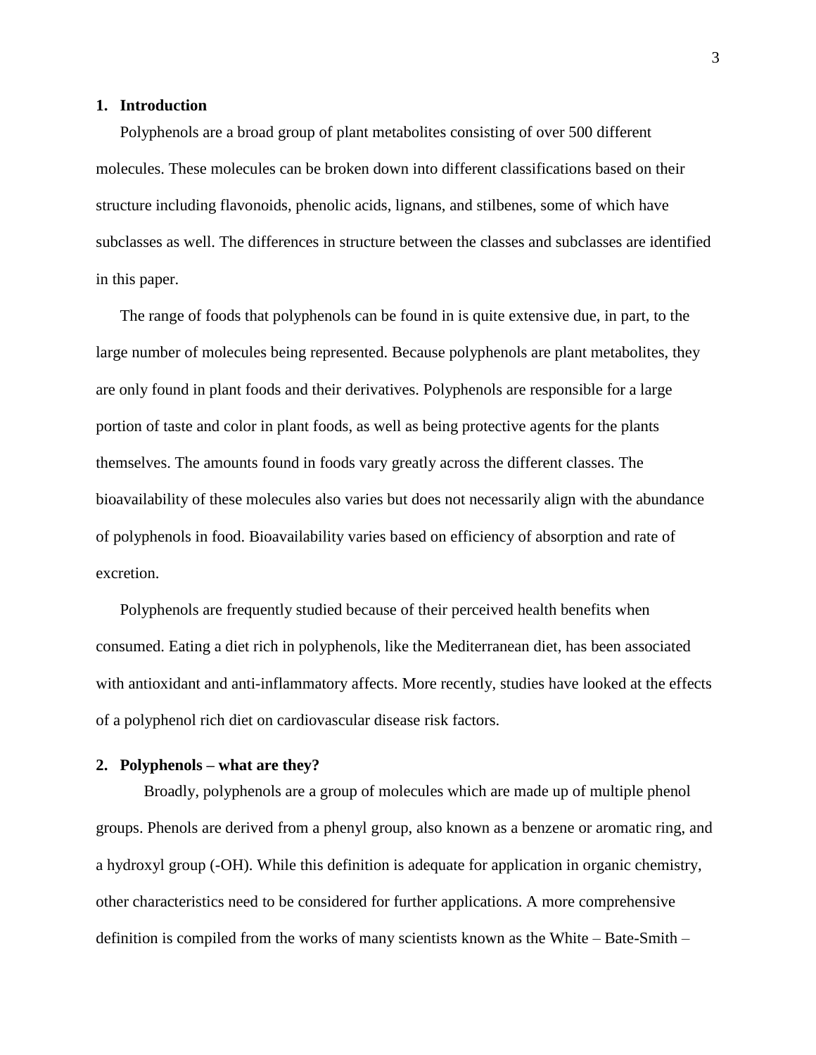## 1. Introduction

Polyphenols are a broad group of plant metabolites consisting of over 500 different molecules. These molecules can be broken down into different classifications based on their structure including flavonoids, phenolic acids, lignans, and stilbenes, some of which have subclasses as well. The differences in structure between the classes and subclasses are identified in this paper.

The range of foods that polyphenols can be found in is quite extensive due, in part, to the large number of molecules being represented. Because polyphenols are plant metabolites, they are only found in plant foods and their derivatives. Polyphenols are responsible for a large portion of taste and color in plant foods, as well as being protective agents for the plants themselves. The amounts found in foods vary greatly across the different classes. The bioavailability of these molecules also varies but does not necessarily align with the abundance of polyphenols in food. Bioavailability varies based on efficiency of absorption and rate of excretion.

Polyphenols are frequently studied because of their perceived health benefits when consumed. Eating a diet rich in polyphenols, like the Mediterranean diet, has been associated with antioxidant and anti-inflammatory affects. More recently, studies have looked at the effects of a polyphenol rich diet on cardiovascular disease risk factors.

## 2. Polyphenols – what are they?

Broadly, polyphenols are a group of molecules which are made up of multiple phenol groups. Phenols are derived from a phenyl group, also known as a benzene or aromatic ring, and a hydroxyl group (-OH). While this definition is adequate for application in organic chemistry, other characteristics need to be considered for further applications. A more comprehensive definition is compiled from the works of many scientists known as the White – Bate-Smith –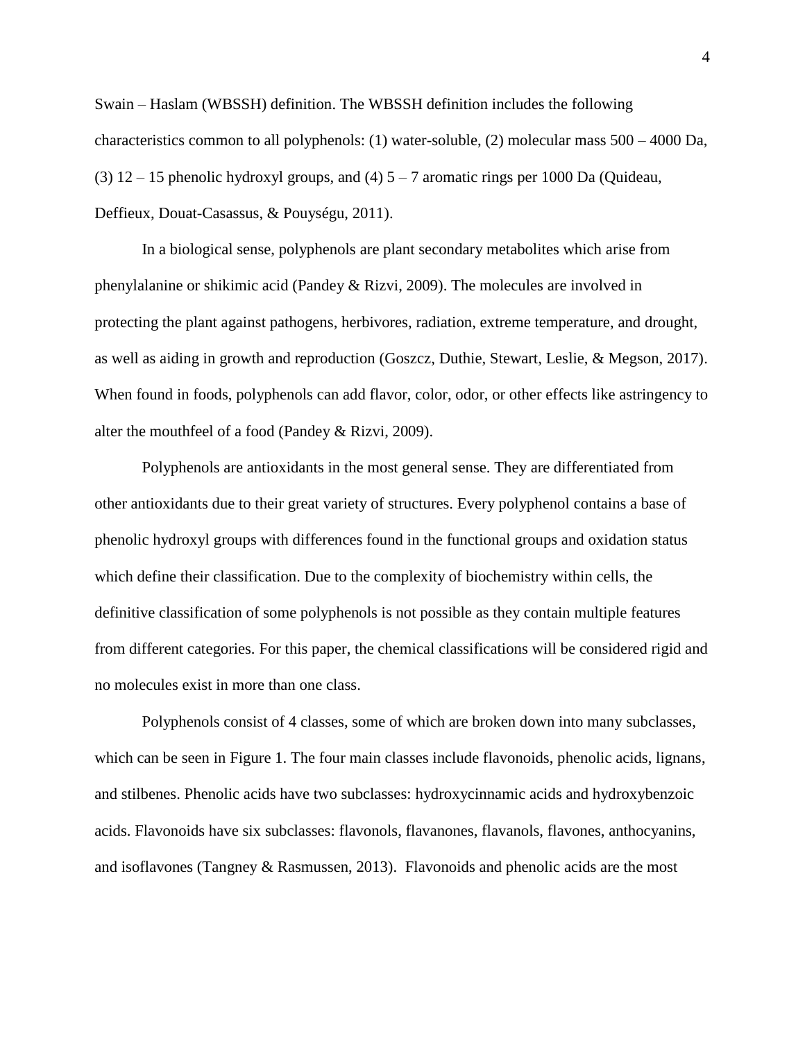Swain – Haslam (WBSSH) definition. The WBSSH definition includes the following characteristics common to all polyphenols: (1) water-soluble, (2) molecular mass 500 – 4000 Da, (3) 12 – 15 phenolic hydroxyl groups, and (4) 5 – 7 aromatic rings per 1000 Da (Quideau, Deffieux, Douat-Casassus, & Pouységu, 2011).

In a biological sense, polyphenols are plant secondary metabolites which arise from phenylalanine or shikimic acid (Pandey & Rizvi, 2009). The molecules are involved in protecting the plant against pathogens, herbivores, radiation, extreme temperature, and drought, as well as aiding in growth and reproduction (Goszcz, Duthie, Stewart, Leslie, & Megson, 2017). When found in foods, polyphenols can add flavor, color, odor, or other effects like astringency to alter the mouthfeel of a food (Pandey & Rizvi, 2009).

Polyphenols are antioxidants in the most general sense. They are differentiated from other antioxidants due to their great variety of structures. Every polyphenol contains a base of phenolic hydroxyl groups with differences found in the functional groups and oxidation status which define their classification. Due to the complexity of biochemistry within cells, the definitive classification of some polyphenols is not possible as they contain multiple features from different categories. For this paper, the chemical classifications will be considered rigid and no molecules exist in more than one class.

Polyphenols consist of 4 classes, some of which are broken down into many subclasses, which can be seen in Figure 1. The four main classes include flavonoids, phenolic acids, lignans, and stilbenes. Phenolic acids have two subclasses: hydroxycinnamic acids and hydroxybenzoic acids. Flavonoids have six subclasses: flavonols, flavanones, flavanols, flavones, anthocyanins, and isoflavones (Tangney & Rasmussen, 2013). Flavonoids and phenolic acids are the most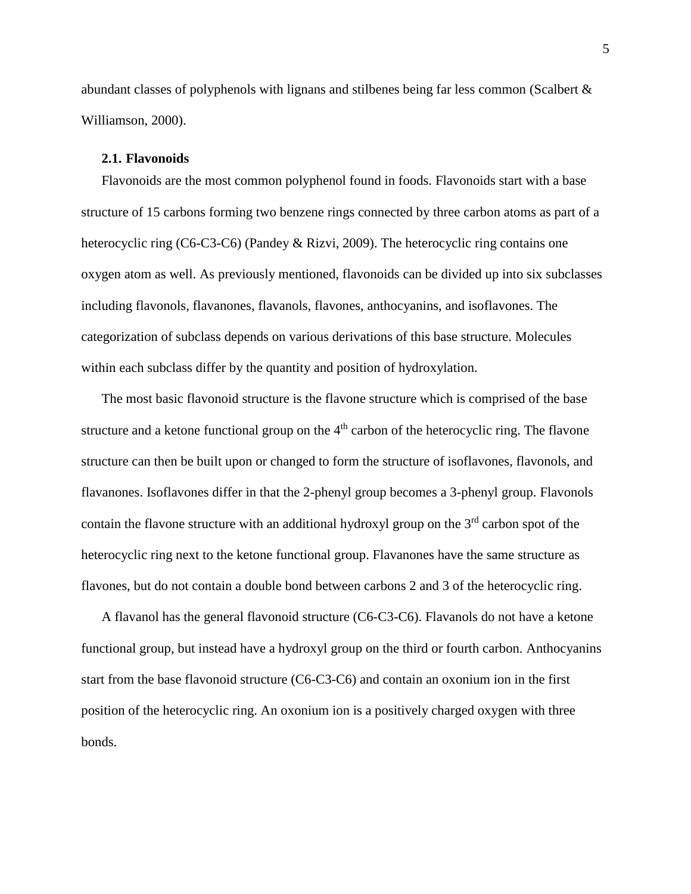abundant classes of polyphenols with lignans and stilbenes being far less common (Scalbert & Williamson, 2000).

### 2.1. Flavonoids

Flavonoids are the most common polyphenol found in foods. Flavonoids start with a base structure of 15 carbons forming two benzene rings connected by three carbon atoms as part of a heterocyclic ring (C6-C3-C6) (Pandey & Rizvi, 2009). The heterocyclic ring contains one oxygen atom as well. As previously mentioned, flavonoids can be divided up into six subclasses including flavonols, flavanones, flavanols, flavones, anthocyanins, and isoflavones. The categorization of subclass depends on various derivations of this base structure. Molecules within each subclass differ by the quantity and position of hydroxylation.

The most basic flavonoid structure is the flavone structure which is comprised of the base structure and a ketone functional group on the 4$^{th}$ carbon of the heterocyclic ring. The flavone structure can then be built upon or changed to form the structure of isoflavones, flavonols, and flavanones. Isoflavones differ in that the 2-phenyl group becomes a 3-phenyl group. Flavonols contain the flavone structure with an additional hydroxyl group on the 3$^{rd}$ carbon spot of the heterocyclic ring next to the ketone functional group. Flavanones have the same structure as flavones, but do not contain a double bond between carbons 2 and 3 of the heterocyclic ring.

A flavanol has the general flavonoid structure (C6-C3-C6). Flavanols do not have a ketone functional group, but instead have a hydroxyl group on the third or fourth carbon. Anthocyanins start from the base flavonoid structure (C6-C3-C6) and contain an oxonium ion in the first position of the heterocyclic ring. An oxonium ion is a positively charged oxygen with three bonds.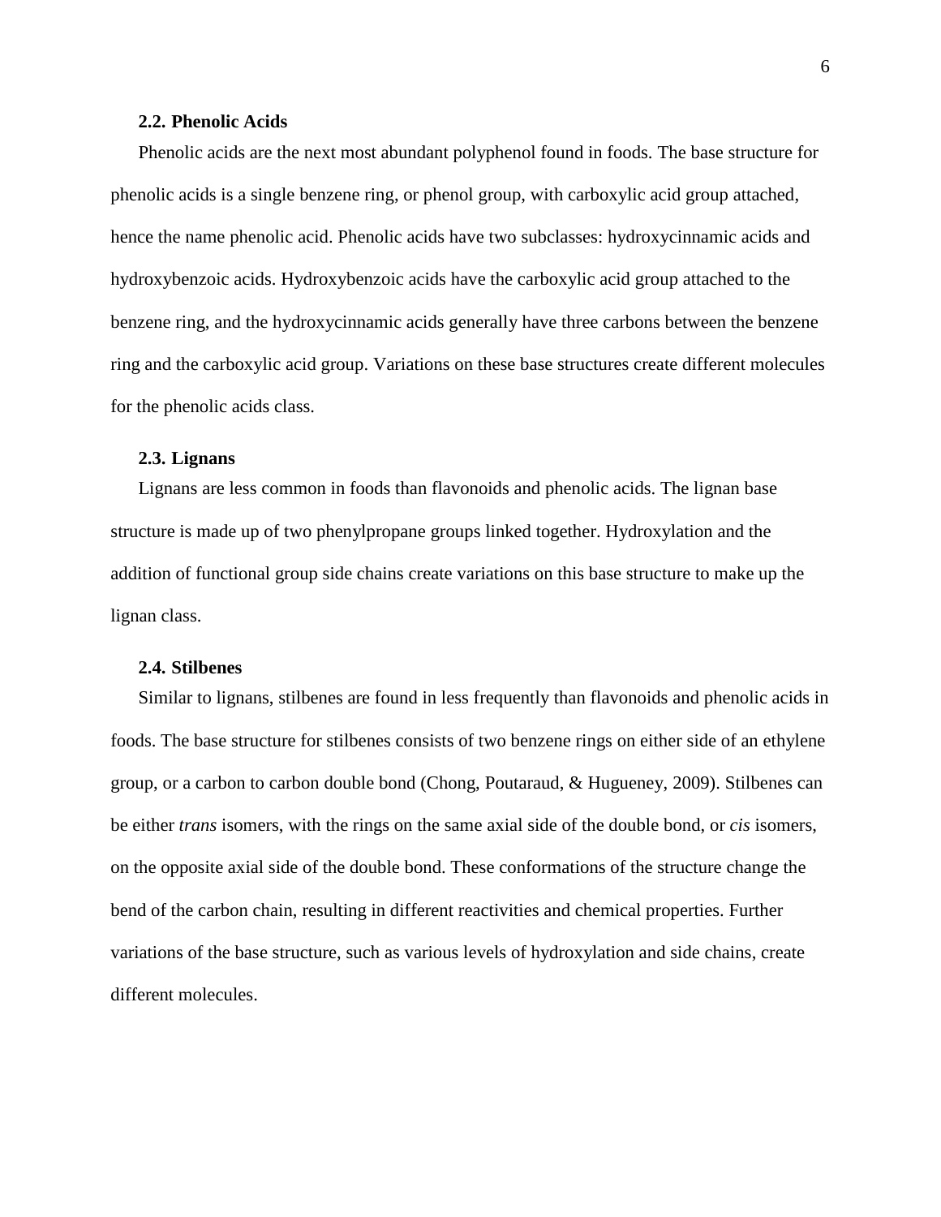### 2.2. Phenolic Acids

Phenolic acids are the next most abundant polyphenol found in foods. The base structure for phenolic acids is a single benzene ring, or phenol group, with carboxylic acid group attached, hence the name phenolic acid. Phenolic acids have two subclasses: hydroxycinnamic acids and hydroxybenzoic acids. Hydroxybenzoic acids have the carboxylic acid group attached to the benzene ring, and the hydroxycinnamic acids generally have three carbons between the benzene ring and the carboxylic acid group. Variations on these base structures create different molecules for the phenolic acids class.

### 2.3. Lignans

Lignans are less common in foods than flavonoids and phenolic acids. The lignan base structure is made up of two phenylpropane groups linked together. Hydroxylation and the addition of functional group side chains create variations on this base structure to make up the lignan class.

### 2.4. Stilbenes

Similar to lignans, stilbenes are found in less frequently than flavonoids and phenolic acids in foods. The base structure for stilbenes consists of two benzene rings on either side of an ethylene group, or a carbon to carbon double bond (Chong, Poutaraud, & Hugueney, 2009). Stilbenes can be either *trans* isomers, with the rings on the same axial side of the double bond, or *cis* isomers, on the opposite axial side of the double bond. These conformations of the structure change the bend of the carbon chain, resulting in different reactivities and chemical properties. Further variations of the base structure, such as various levels of hydroxylation and side chains, create different molecules.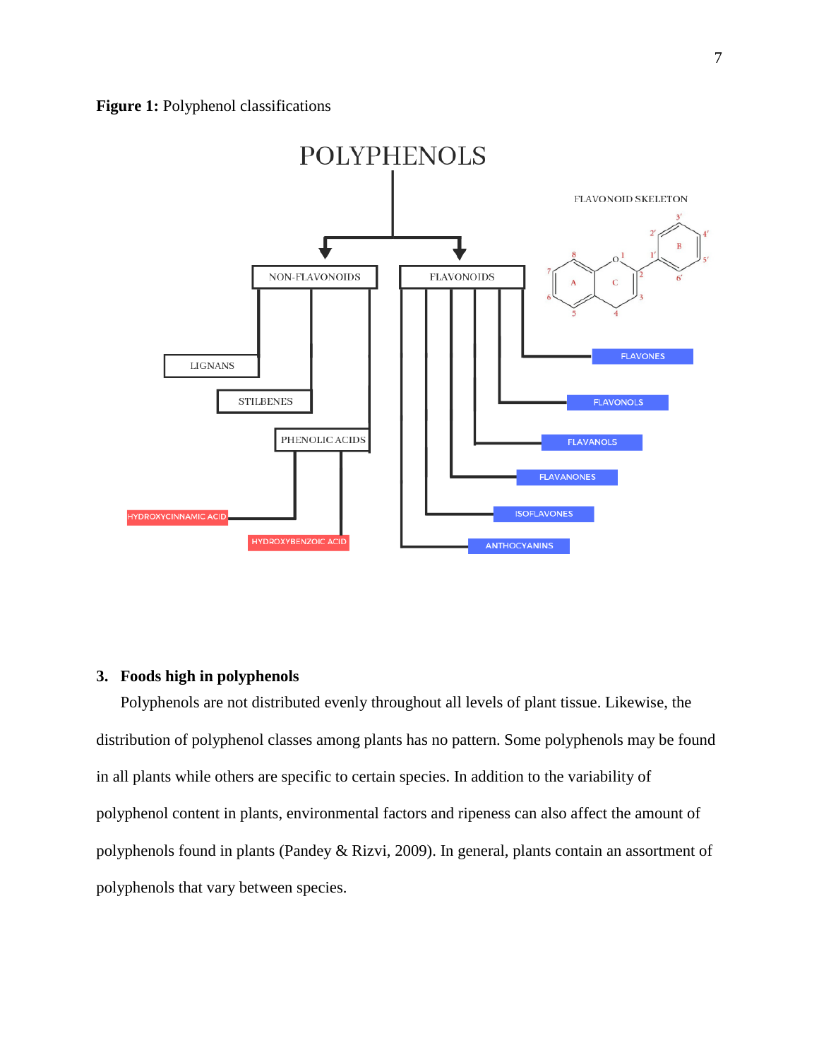**Figure 1:** Polyphenol classifications

POLYPHENOLS

- NON-FLAVONOIDS
  - LIGNANS
  - STILBENES
  - PHENOLIC ACIDS
    - HYDROXYCINNAMIC ACID
    - HYDROXYBENZOIC ACID
- FLAVONOIDS
  - FLAVONES
  - FLAVONOLS
  - FLAVANOLS
  - FLAVANONES
  - ISOFLAVONES
  - ANTHOCYANINS

FLAVONOID SKELETON

## 3. Foods high in polyphenols

Polyphenols are not distributed evenly throughout all levels of plant tissue. Likewise, the distribution of polyphenol classes among plants has no pattern. Some polyphenols may be found in all plants while others are specific to certain species. In addition to the variability of polyphenol content in plants, environmental factors and ripeness can also affect the amount of polyphenols found in plants (Pandey & Rizvi, 2009). In general, plants contain an assortment of polyphenols that vary between species.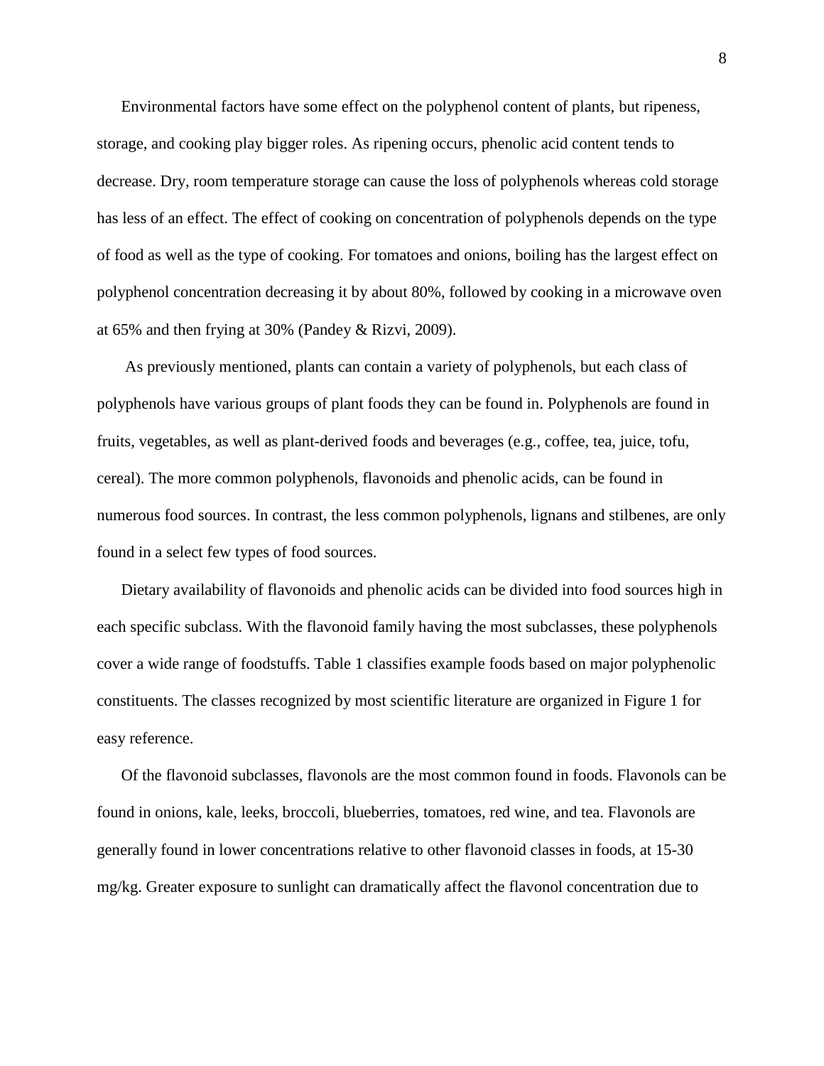Environmental factors have some effect on the polyphenol content of plants, but ripeness, storage, and cooking play bigger roles. As ripening occurs, phenolic acid content tends to decrease. Dry, room temperature storage can cause the loss of polyphenols whereas cold storage has less of an effect. The effect of cooking on concentration of polyphenols depends on the type of food as well as the type of cooking. For tomatoes and onions, boiling has the largest effect on polyphenol concentration decreasing it by about 80%, followed by cooking in a microwave oven at 65% and then frying at 30% (Pandey & Rizvi, 2009).

As previously mentioned, plants can contain a variety of polyphenols, but each class of polyphenols have various groups of plant foods they can be found in. Polyphenols are found in fruits, vegetables, as well as plant-derived foods and beverages (e.g., coffee, tea, juice, tofu, cereal). The more common polyphenols, flavonoids and phenolic acids, can be found in numerous food sources. In contrast, the less common polyphenols, lignans and stilbenes, are only found in a select few types of food sources.

Dietary availability of flavonoids and phenolic acids can be divided into food sources high in each specific subclass. With the flavonoid family having the most subclasses, these polyphenols cover a wide range of foodstuffs. Table 1 classifies example foods based on major polyphenolic constituents. The classes recognized by most scientific literature are organized in Figure 1 for easy reference.

Of the flavonoid subclasses, flavonols are the most common found in foods. Flavonols can be found in onions, kale, leeks, broccoli, blueberries, tomatoes, red wine, and tea. Flavonols are generally found in lower concentrations relative to other flavonoid classes in foods, at 15-30 mg/kg. Greater exposure to sunlight can dramatically affect the flavonol concentration due to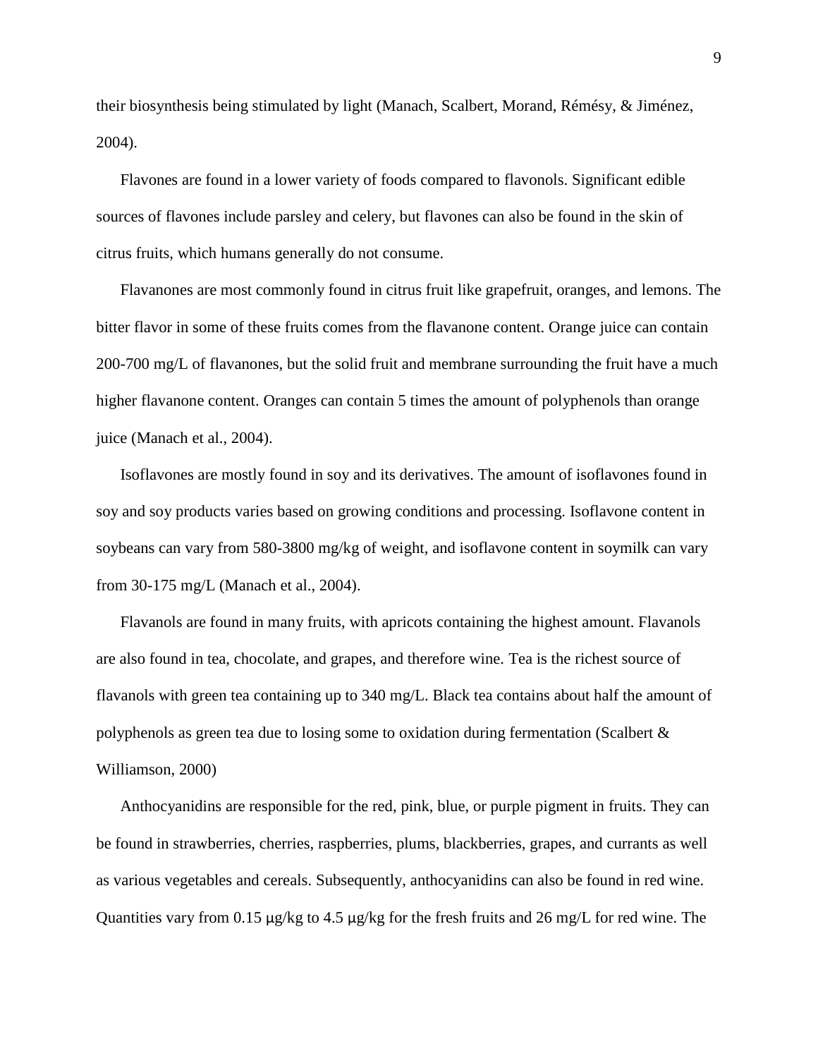their biosynthesis being stimulated by light (Manach, Scalbert, Morand, Rémésy, & Jiménez, 2004).

Flavones are found in a lower variety of foods compared to flavonols. Significant edible sources of flavones include parsley and celery, but flavones can also be found in the skin of citrus fruits, which humans generally do not consume.

Flavanones are most commonly found in citrus fruit like grapefruit, oranges, and lemons. The bitter flavor in some of these fruits comes from the flavanone content. Orange juice can contain 200-700 mg/L of flavanones, but the solid fruit and membrane surrounding the fruit have a much higher flavanone content. Oranges can contain 5 times the amount of polyphenols than orange juice (Manach et al., 2004).

Isoflavones are mostly found in soy and its derivatives. The amount of isoflavones found in soy and soy products varies based on growing conditions and processing. Isoflavone content in soybeans can vary from 580-3800 mg/kg of weight, and isoflavone content in soymilk can vary from 30-175 mg/L (Manach et al., 2004).

Flavanols are found in many fruits, with apricots containing the highest amount. Flavanols are also found in tea, chocolate, and grapes, and therefore wine. Tea is the richest source of flavanols with green tea containing up to 340 mg/L. Black tea contains about half the amount of polyphenols as green tea due to losing some to oxidation during fermentation (Scalbert & Williamson, 2000)

Anthocyanidins are responsible for the red, pink, blue, or purple pigment in fruits. They can be found in strawberries, cherries, raspberries, plums, blackberries, grapes, and currants as well as various vegetables and cereals. Subsequently, anthocyanidins can also be found in red wine. Quantities vary from 0.15 μg/kg to 4.5 μg/kg for the fresh fruits and 26 mg/L for red wine. The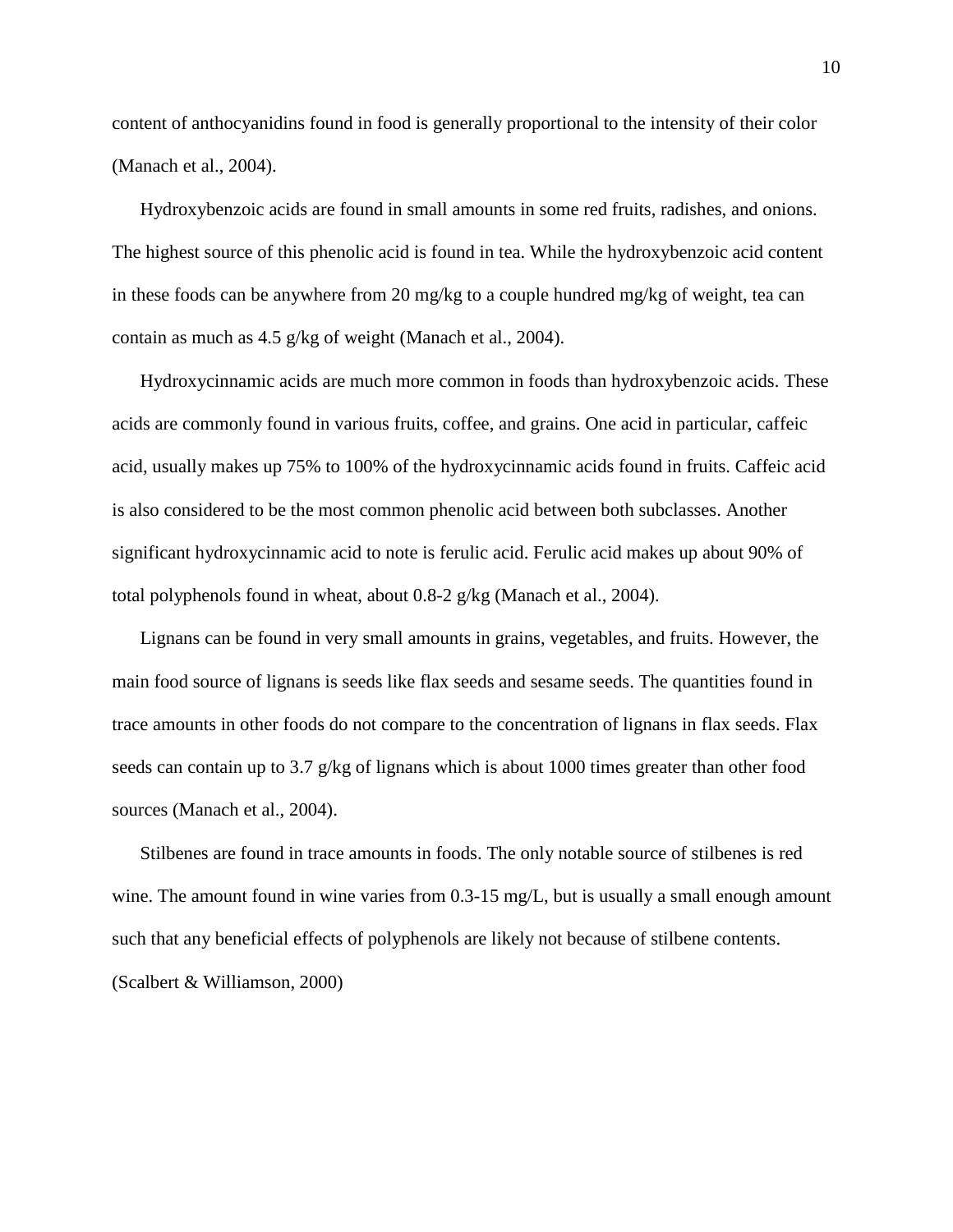content of anthocyanidins found in food is generally proportional to the intensity of their color (Manach et al., 2004).

Hydroxybenzoic acids are found in small amounts in some red fruits, radishes, and onions. The highest source of this phenolic acid is found in tea. While the hydroxybenzoic acid content in these foods can be anywhere from 20 mg/kg to a couple hundred mg/kg of weight, tea can contain as much as 4.5 g/kg of weight (Manach et al., 2004).

Hydroxycinnamic acids are much more common in foods than hydroxybenzoic acids. These acids are commonly found in various fruits, coffee, and grains. One acid in particular, caffeic acid, usually makes up 75% to 100% of the hydroxycinnamic acids found in fruits. Caffeic acid is also considered to be the most common phenolic acid between both subclasses. Another significant hydroxycinnamic acid to note is ferulic acid. Ferulic acid makes up about 90% of total polyphenols found in wheat, about 0.8-2 g/kg (Manach et al., 2004).

Lignans can be found in very small amounts in grains, vegetables, and fruits. However, the main food source of lignans is seeds like flax seeds and sesame seeds. The quantities found in trace amounts in other foods do not compare to the concentration of lignans in flax seeds. Flax seeds can contain up to 3.7 g/kg of lignans which is about 1000 times greater than other food sources (Manach et al., 2004).

Stilbenes are found in trace amounts in foods. The only notable source of stilbenes is red wine. The amount found in wine varies from 0.3-15 mg/L, but is usually a small enough amount such that any beneficial effects of polyphenols are likely not because of stilbene contents. (Scalbert & Williamson, 2000)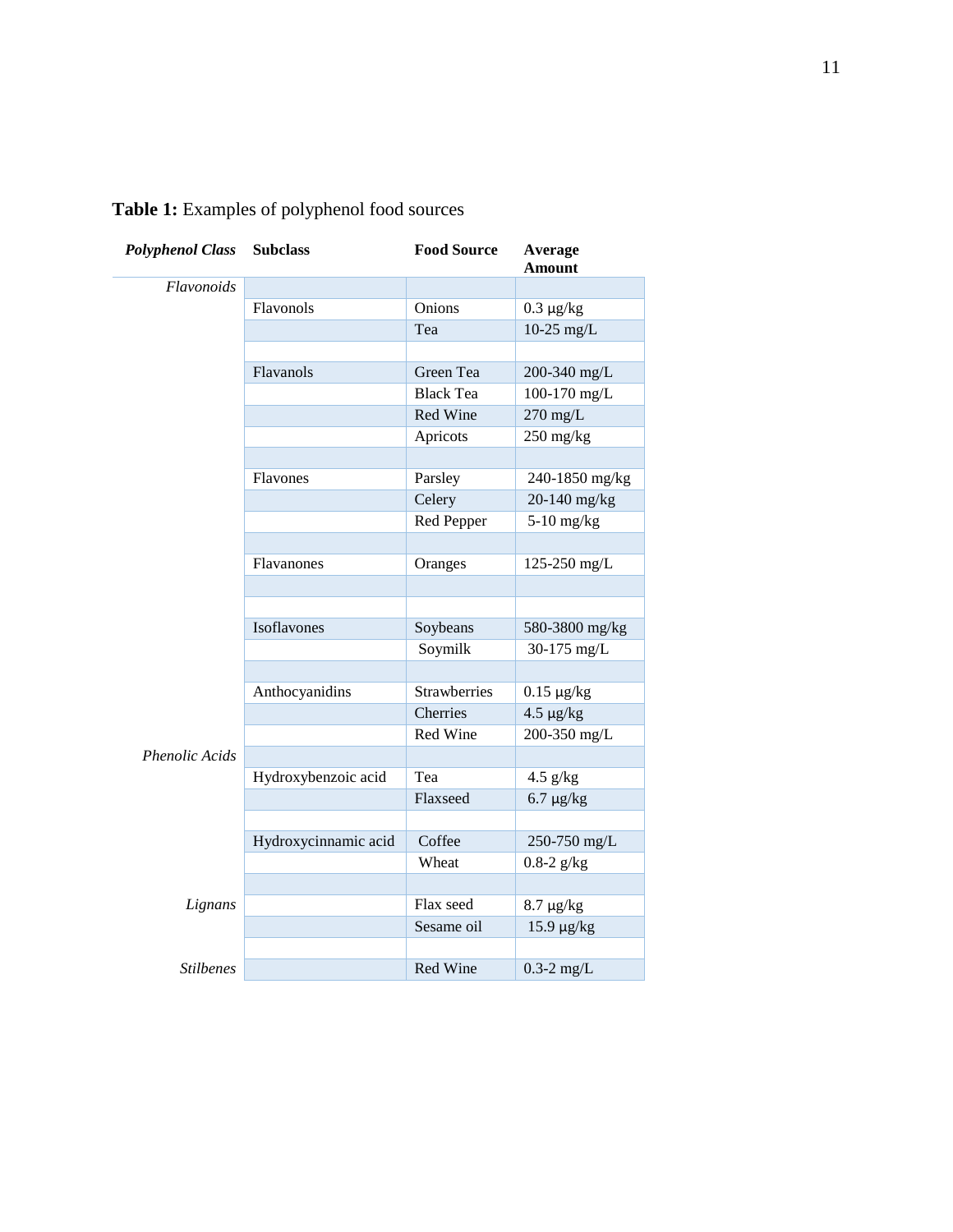**Table 1:** Examples of polyphenol food sources

| *Polyphenol Class* | Subclass | Food Source | Average Amount |
|---|---|---|---|
| *Flavonoids* | | | |
| | Flavonols | Onions | 0.3 µg/kg |
| | | Tea | 10-25 mg/L |
| | | | |
| | Flavanols | Green Tea | 200-340 mg/L |
| | | Black Tea | 100-170 mg/L |
| | | Red Wine | 270 mg/L |
| | | Apricots | 250 mg/kg |
| | | | |
| | Flavones | Parsley | 240-1850 mg/kg |
| | | Celery | 20-140 mg/kg |
| | | Red Pepper | 5-10 mg/kg |
| | | | |
| | Flavanones | Oranges | 125-250 mg/L |
| | | | |
| | | | |
| | Isoflavones | Soybeans | 580-3800 mg/kg |
| | | Soymilk | 30-175 mg/L |
| | | | |
| | Anthocyanidins | Strawberries | 0.15 µg/kg |
| | | Cherries | 4.5 µg/kg |
| | | Red Wine | 200-350 mg/L |
| *Phenolic Acids* | | | |
| | Hydroxybenzoic acid | Tea | 4.5 g/kg |
| | | Flaxseed | 6.7 µg/kg |
| | | | |
| | Hydroxycinnamic acid | Coffee | 250-750 mg/L |
| | | Wheat | 0.8-2 g/kg |
| | | | |
| *Lignans* | | Flax seed | 8.7 µg/kg |
| | | Sesame oil | 15.9 µg/kg |
| | | | |
| *Stilbenes* | | Red Wine | 0.3-2 mg/L |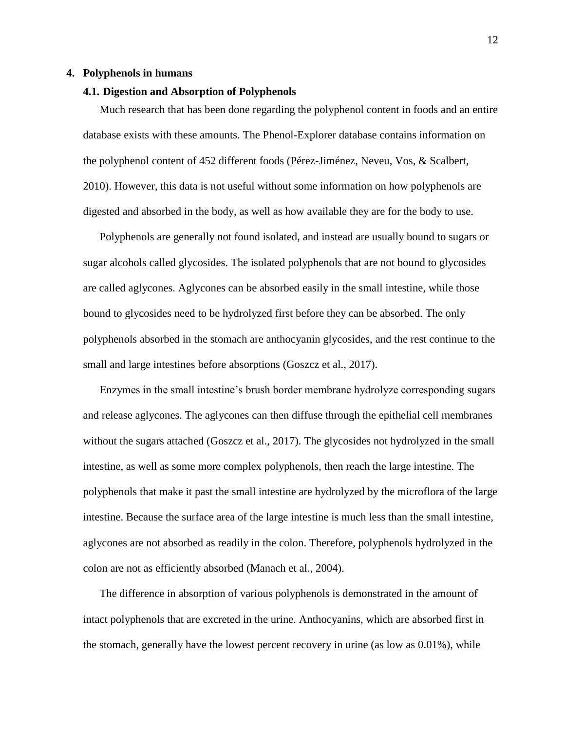## 4. Polyphenols in humans

### 4.1. Digestion and Absorption of Polyphenols

Much research that has been done regarding the polyphenol content in foods and an entire database exists with these amounts. The Phenol-Explorer database contains information on the polyphenol content of 452 different foods (Pérez-Jiménez, Neveu, Vos, & Scalbert, 2010). However, this data is not useful without some information on how polyphenols are digested and absorbed in the body, as well as how available they are for the body to use.

Polyphenols are generally not found isolated, and instead are usually bound to sugars or sugar alcohols called glycosides. The isolated polyphenols that are not bound to glycosides are called aglycones. Aglycones can be absorbed easily in the small intestine, while those bound to glycosides need to be hydrolyzed first before they can be absorbed. The only polyphenols absorbed in the stomach are anthocyanin glycosides, and the rest continue to the small and large intestines before absorptions (Goszcz et al., 2017).

Enzymes in the small intestine's brush border membrane hydrolyze corresponding sugars and release aglycones. The aglycones can then diffuse through the epithelial cell membranes without the sugars attached (Goszcz et al., 2017). The glycosides not hydrolyzed in the small intestine, as well as some more complex polyphenols, then reach the large intestine. The polyphenols that make it past the small intestine are hydrolyzed by the microflora of the large intestine. Because the surface area of the large intestine is much less than the small intestine, aglycones are not absorbed as readily in the colon. Therefore, polyphenols hydrolyzed in the colon are not as efficiently absorbed (Manach et al., 2004).

The difference in absorption of various polyphenols is demonstrated in the amount of intact polyphenols that are excreted in the urine. Anthocyanins, which are absorbed first in the stomach, generally have the lowest percent recovery in urine (as low as 0.01%), while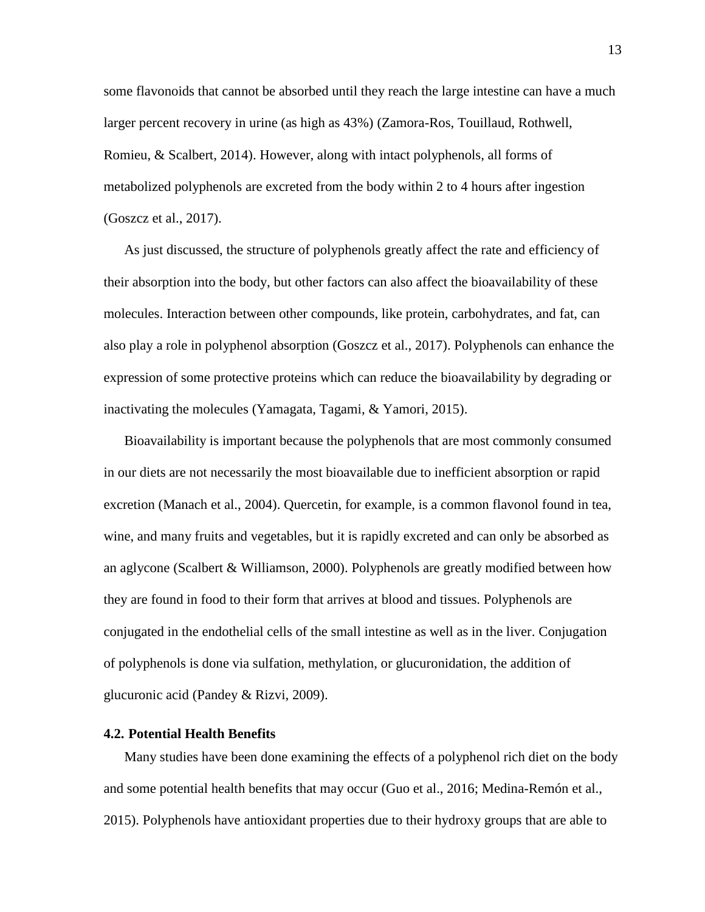some flavonoids that cannot be absorbed until they reach the large intestine can have a much larger percent recovery in urine (as high as 43%) (Zamora-Ros, Touillaud, Rothwell, Romieu, & Scalbert, 2014). However, along with intact polyphenols, all forms of metabolized polyphenols are excreted from the body within 2 to 4 hours after ingestion (Goszcz et al., 2017).

As just discussed, the structure of polyphenols greatly affect the rate and efficiency of their absorption into the body, but other factors can also affect the bioavailability of these molecules. Interaction between other compounds, like protein, carbohydrates, and fat, can also play a role in polyphenol absorption (Goszcz et al., 2017). Polyphenols can enhance the expression of some protective proteins which can reduce the bioavailability by degrading or inactivating the molecules (Yamagata, Tagami, & Yamori, 2015).

Bioavailability is important because the polyphenols that are most commonly consumed in our diets are not necessarily the most bioavailable due to inefficient absorption or rapid excretion (Manach et al., 2004). Quercetin, for example, is a common flavonol found in tea, wine, and many fruits and vegetables, but it is rapidly excreted and can only be absorbed as an aglycone (Scalbert & Williamson, 2000). Polyphenols are greatly modified between how they are found in food to their form that arrives at blood and tissues. Polyphenols are conjugated in the endothelial cells of the small intestine as well as in the liver. Conjugation of polyphenols is done via sulfation, methylation, or glucuronidation, the addition of glucuronic acid (Pandey & Rizvi, 2009).

### 4.2. Potential Health Benefits

Many studies have been done examining the effects of a polyphenol rich diet on the body and some potential health benefits that may occur (Guo et al., 2016; Medina-Remón et al., 2015). Polyphenols have antioxidant properties due to their hydroxy groups that are able to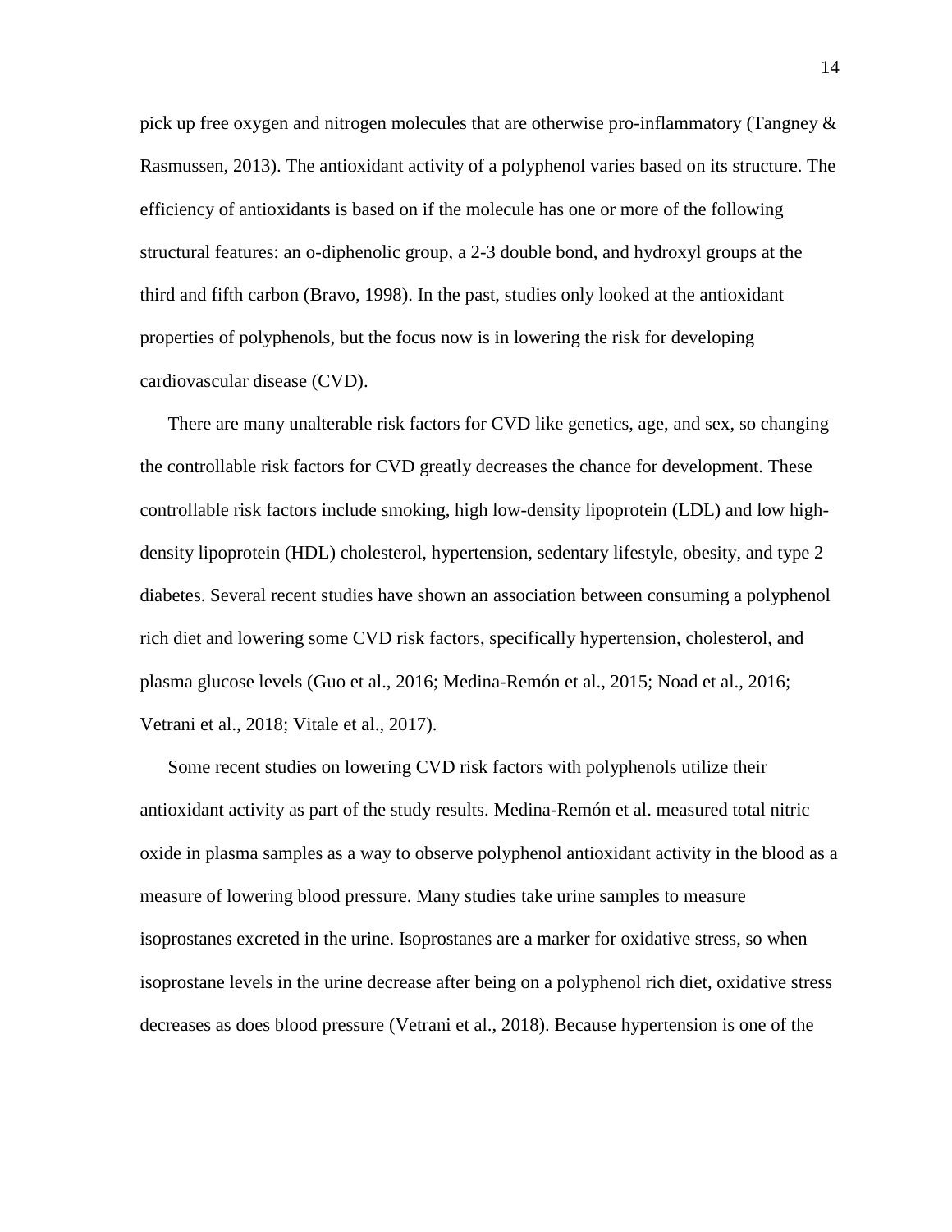pick up free oxygen and nitrogen molecules that are otherwise pro-inflammatory (Tangney & Rasmussen, 2013). The antioxidant activity of a polyphenol varies based on its structure. The efficiency of antioxidants is based on if the molecule has one or more of the following structural features: an o-diphenolic group, a 2-3 double bond, and hydroxyl groups at the third and fifth carbon (Bravo, 1998). In the past, studies only looked at the antioxidant properties of polyphenols, but the focus now is in lowering the risk for developing cardiovascular disease (CVD).

There are many unalterable risk factors for CVD like genetics, age, and sex, so changing the controllable risk factors for CVD greatly decreases the chance for development. These controllable risk factors include smoking, high low-density lipoprotein (LDL) and low high-density lipoprotein (HDL) cholesterol, hypertension, sedentary lifestyle, obesity, and type 2 diabetes. Several recent studies have shown an association between consuming a polyphenol rich diet and lowering some CVD risk factors, specifically hypertension, cholesterol, and plasma glucose levels (Guo et al., 2016; Medina-Remón et al., 2015; Noad et al., 2016; Vetrani et al., 2018; Vitale et al., 2017).

Some recent studies on lowering CVD risk factors with polyphenols utilize their antioxidant activity as part of the study results. Medina-Remón et al. measured total nitric oxide in plasma samples as a way to observe polyphenol antioxidant activity in the blood as a measure of lowering blood pressure. Many studies take urine samples to measure isoprostanes excreted in the urine. Isoprostanes are a marker for oxidative stress, so when isoprostane levels in the urine decrease after being on a polyphenol rich diet, oxidative stress decreases as does blood pressure (Vetrani et al., 2018). Because hypertension is one of the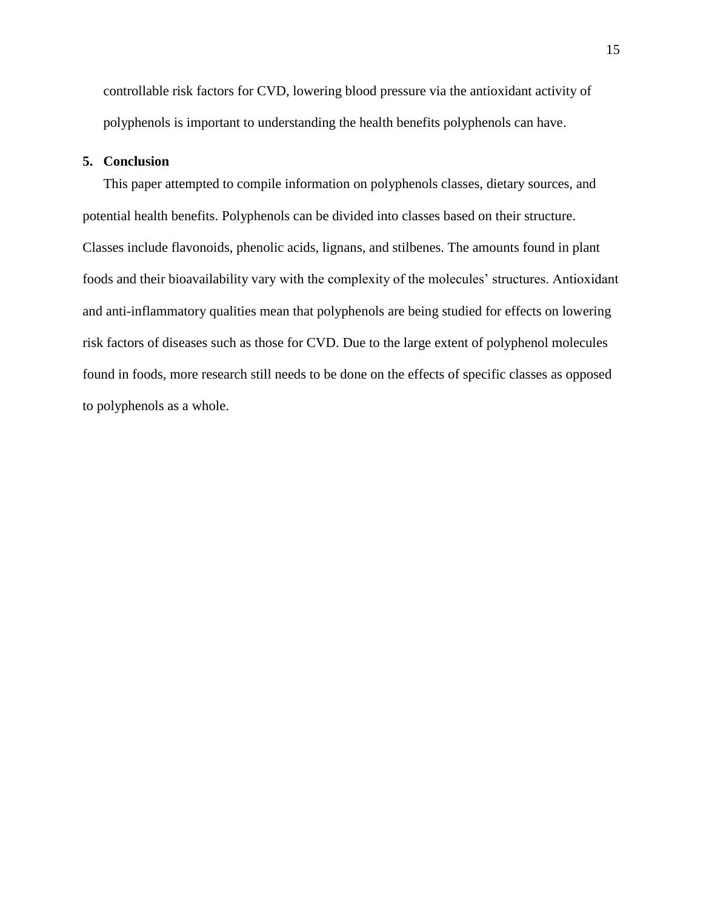controllable risk factors for CVD, lowering blood pressure via the antioxidant activity of polyphenols is important to understanding the health benefits polyphenols can have.

## 5. Conclusion

This paper attempted to compile information on polyphenols classes, dietary sources, and potential health benefits. Polyphenols can be divided into classes based on their structure. Classes include flavonoids, phenolic acids, lignans, and stilbenes. The amounts found in plant foods and their bioavailability vary with the complexity of the molecules' structures. Antioxidant and anti-inflammatory qualities mean that polyphenols are being studied for effects on lowering risk factors of diseases such as those for CVD. Due to the large extent of polyphenol molecules found in foods, more research still needs to be done on the effects of specific classes as opposed to polyphenols as a whole.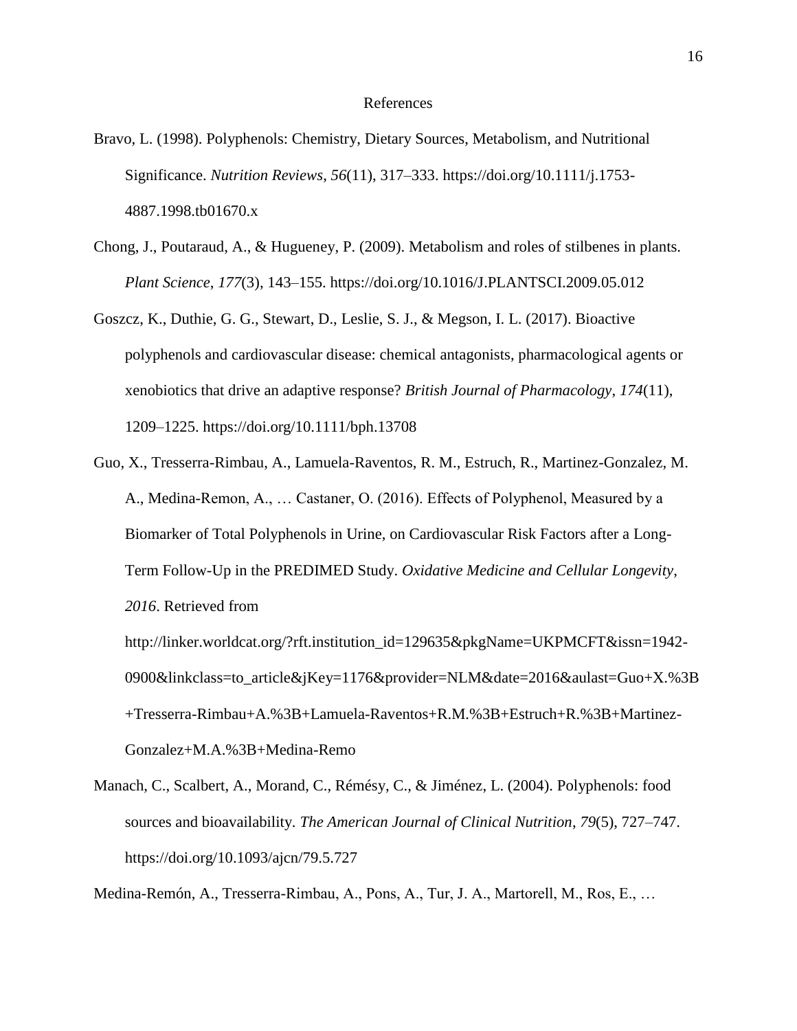# References

Bravo, L. (1998). Polyphenols: Chemistry, Dietary Sources, Metabolism, and Nutritional Significance. *Nutrition Reviews*, *56*(11), 317–333. https://doi.org/10.1111/j.1753-4887.1998.tb01670.x

Chong, J., Poutaraud, A., & Hugueney, P. (2009). Metabolism and roles of stilbenes in plants. *Plant Science*, *177*(3), 143–155. https://doi.org/10.1016/J.PLANTSCI.2009.05.012

Goszcz, K., Duthie, G. G., Stewart, D., Leslie, S. J., & Megson, I. L. (2017). Bioactive polyphenols and cardiovascular disease: chemical antagonists, pharmacological agents or xenobiotics that drive an adaptive response? *British Journal of Pharmacology*, *174*(11), 1209–1225. https://doi.org/10.1111/bph.13708

Guo, X., Tresserra-Rimbau, A., Lamuela-Raventos, R. M., Estruch, R., Martinez-Gonzalez, M. A., Medina-Remon, A., … Castaner, O. (2016). Effects of Polyphenol, Measured by a Biomarker of Total Polyphenols in Urine, on Cardiovascular Risk Factors after a Long-Term Follow-Up in the PREDIMED Study. *Oxidative Medicine and Cellular Longevity*, *2016*. Retrieved from http://linker.worldcat.org/?rft.institution_id=129635&pkgName=UKPMCFT&issn=1942-0900&linkclass=to_article&jKey=1176&provider=NLM&date=2016&aulast=Guo+X.%3B+Tresserra-Rimbau+A.%3B+Lamuela-Raventos+R.M.%3B+Estruch+R.%3B+Martinez-Gonzalez+M.A.%3B+Medina-Remo

Manach, C., Scalbert, A., Morand, C., Rémésy, C., & Jiménez, L. (2004). Polyphenols: food sources and bioavailability. *The American Journal of Clinical Nutrition*, *79*(5), 727–747. https://doi.org/10.1093/ajcn/79.5.727

Medina-Remón, A., Tresserra-Rimbau, A., Pons, A., Tur, J. A., Martorell, M., Ros, E., …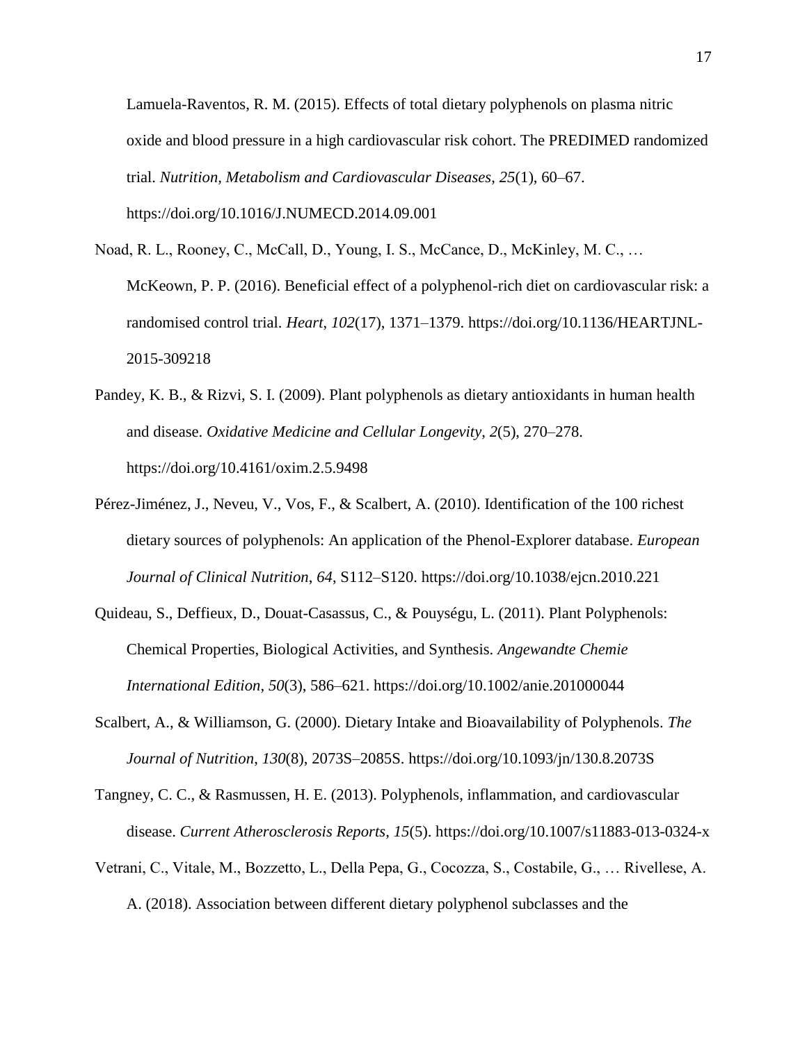Lamuela-Raventos, R. M. (2015). Effects of total dietary polyphenols on plasma nitric oxide and blood pressure in a high cardiovascular risk cohort. The PREDIMED randomized trial. *Nutrition, Metabolism and Cardiovascular Diseases*, *25*(1), 60–67. https://doi.org/10.1016/J.NUMECD.2014.09.001

Noad, R. L., Rooney, C., McCall, D., Young, I. S., McCance, D., McKinley, M. C., … McKeown, P. P. (2016). Beneficial effect of a polyphenol-rich diet on cardiovascular risk: a randomised control trial. *Heart*, *102*(17), 1371–1379. https://doi.org/10.1136/HEARTJNL-2015-309218

Pandey, K. B., & Rizvi, S. I. (2009). Plant polyphenols as dietary antioxidants in human health and disease. *Oxidative Medicine and Cellular Longevity*, *2*(5), 270–278. https://doi.org/10.4161/oxim.2.5.9498

Pérez-Jiménez, J., Neveu, V., Vos, F., & Scalbert, A. (2010). Identification of the 100 richest dietary sources of polyphenols: An application of the Phenol-Explorer database. *European Journal of Clinical Nutrition*, *64*, S112–S120. https://doi.org/10.1038/ejcn.2010.221

Quideau, S., Deffieux, D., Douat-Casassus, C., & Pouységu, L. (2011). Plant Polyphenols: Chemical Properties, Biological Activities, and Synthesis. *Angewandte Chemie International Edition*, *50*(3), 586–621. https://doi.org/10.1002/anie.201000044

Scalbert, A., & Williamson, G. (2000). Dietary Intake and Bioavailability of Polyphenols. *The Journal of Nutrition*, *130*(8), 2073S–2085S. https://doi.org/10.1093/jn/130.8.2073S

Tangney, C. C., & Rasmussen, H. E. (2013). Polyphenols, inflammation, and cardiovascular disease. *Current Atherosclerosis Reports*, *15*(5). https://doi.org/10.1007/s11883-013-0324-x

Vetrani, C., Vitale, M., Bozzetto, L., Della Pepa, G., Cocozza, S., Costabile, G., … Rivellese, A. A. (2018). Association between different dietary polyphenol subclasses and the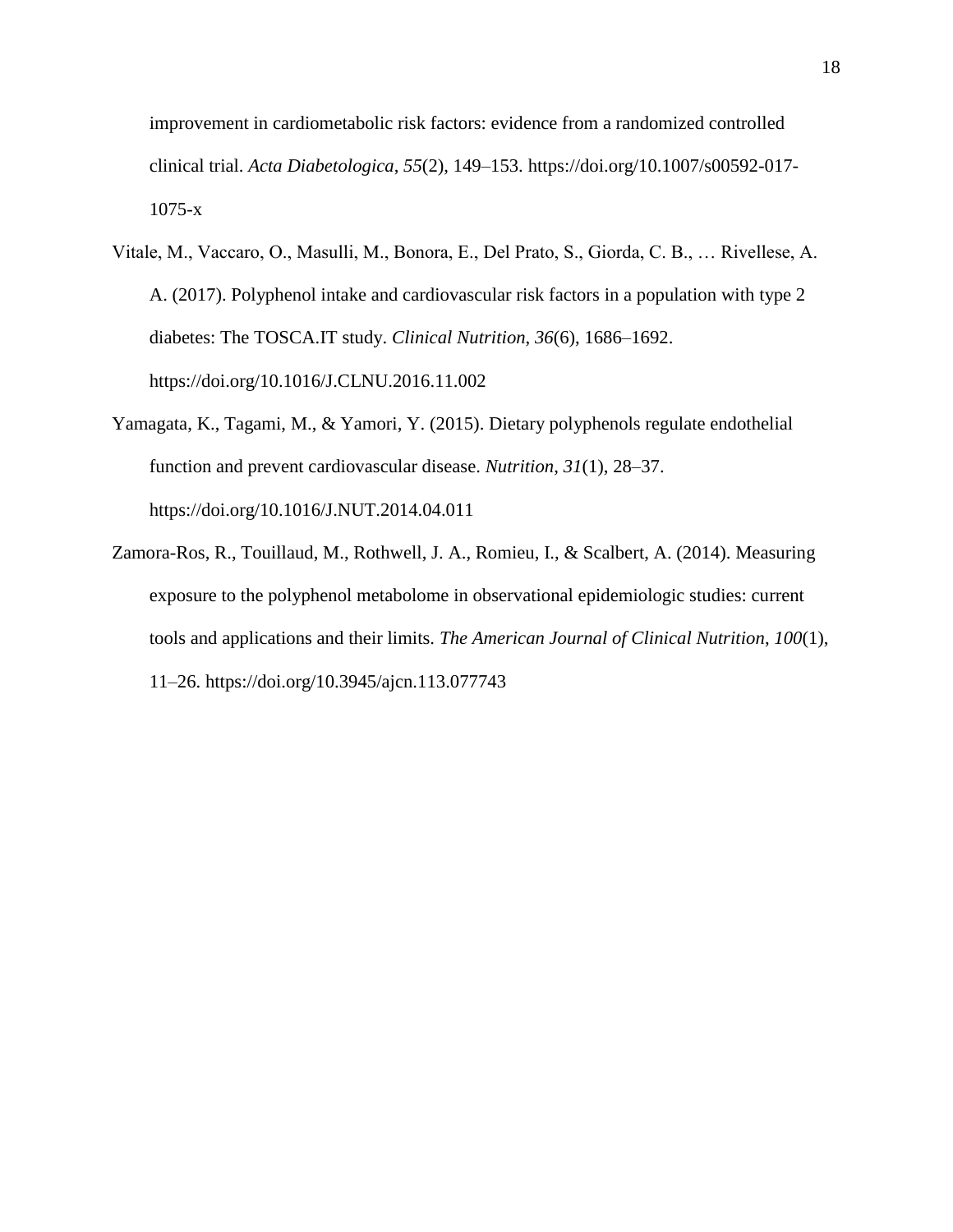improvement in cardiometabolic risk factors: evidence from a randomized controlled clinical trial. *Acta Diabetologica*, *55*(2), 149–153. https://doi.org/10.1007/s00592-017-1075-x

Vitale, M., Vaccaro, O., Masulli, M., Bonora, E., Del Prato, S., Giorda, C. B., … Rivellese, A. A. (2017). Polyphenol intake and cardiovascular risk factors in a population with type 2 diabetes: The TOSCA.IT study. *Clinical Nutrition*, *36*(6), 1686–1692. https://doi.org/10.1016/J.CLNU.2016.11.002

Yamagata, K., Tagami, M., & Yamori, Y. (2015). Dietary polyphenols regulate endothelial function and prevent cardiovascular disease. *Nutrition*, *31*(1), 28–37. https://doi.org/10.1016/J.NUT.2014.04.011

Zamora-Ros, R., Touillaud, M., Rothwell, J. A., Romieu, I., & Scalbert, A. (2014). Measuring exposure to the polyphenol metabolome in observational epidemiologic studies: current tools and applications and their limits. *The American Journal of Clinical Nutrition*, *100*(1), 11–26. https://doi.org/10.3945/ajcn.113.077743